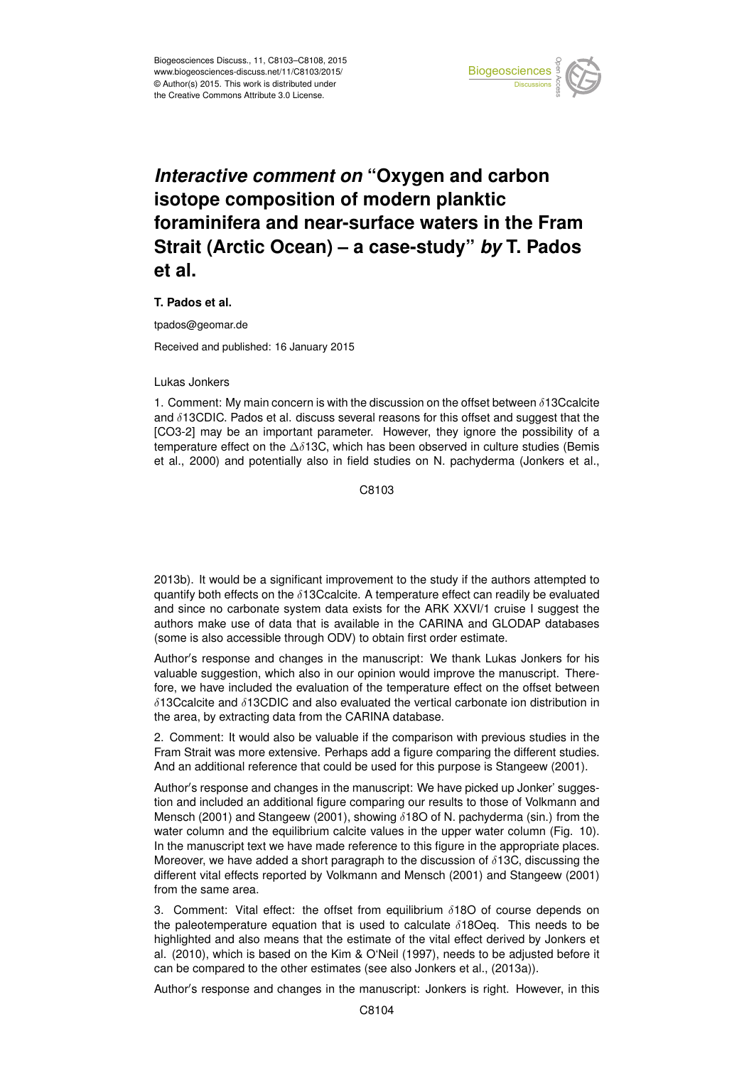# *Interactive comment on* "Oxygen and carbon isotope composition of modern planktic foraminifera and near-surface waters in the Fram Strait (Arctic Ocean) – a case-study" *by* T. Pados et al.

**T. Pados et al.**

tpados@geomar.de

Received and published: 16 January 2015

Lukas Jonkers

1. Comment: My main concern is with the discussion on the offset between $\delta$13Ccalcite and $\delta$13CDIC. Pados et al. discuss several reasons for this offset and suggest that the [CO3-2] may be an important parameter. However, they ignore the possibility of a temperature effect on the $\Delta\delta$13C, which has been observed in culture studies (Bemis et al., 2000) and potentially also in field studies on N. pachyderma (Jonkers et al., 2013b). It would be a significant improvement to the study if the authors attempted to quantify both effects on the $\delta$13Ccalcite. A temperature effect can readily be evaluated and since no carbonate system data exists for the ARK XXVI/1 cruise I suggest the authors make use of data that is available in the CARINA and GLODAP databases (some is also accessible through ODV) to obtain first order estimate.

Author's response and changes in the manuscript: We thank Lukas Jonkers for his valuable suggestion, which also in our opinion would improve the manuscript. Therefore, we have included the evaluation of the temperature effect on the offset between $\delta$13Ccalcite and $\delta$13CDIC and also evaluated the vertical carbonate ion distribution in the area, by extracting data from the CARINA database.

2. Comment: It would also be valuable if the comparison with previous studies in the Fram Strait was more extensive. Perhaps add a figure comparing the different studies. And an additional reference that could be used for this purpose is Stangeew (2001).

Author's response and changes in the manuscript: We have picked up Jonker' suggestion and included an additional figure comparing our results to those of Volkmann and Mensch (2001) and Stangeew (2001), showing $\delta$18O of N. pachyderma (sin.) from the water column and the equilibrium calcite values in the upper water column (Fig. 10). In the manuscript text we have made reference to this figure in the appropriate places. Moreover, we have added a short paragraph to the discussion of $\delta$13C, discussing the different vital effects reported by Volkmann and Mensch (2001) and Stangeew (2001) from the same area.

3. Comment: Vital effect: the offset from equilibrium $\delta$18O of course depends on the paleotemperature equation that is used to calculate $\delta$18Oeq. This needs to be highlighted and also means that the estimate of the vital effect derived by Jonkers et al. (2010), which is based on the Kim & O'Neil (1997), needs to be adjusted before it can be compared to the other estimates (see also Jonkers et al., (2013a)).

Author's response and changes in the manuscript: Jonkers is right. However, in this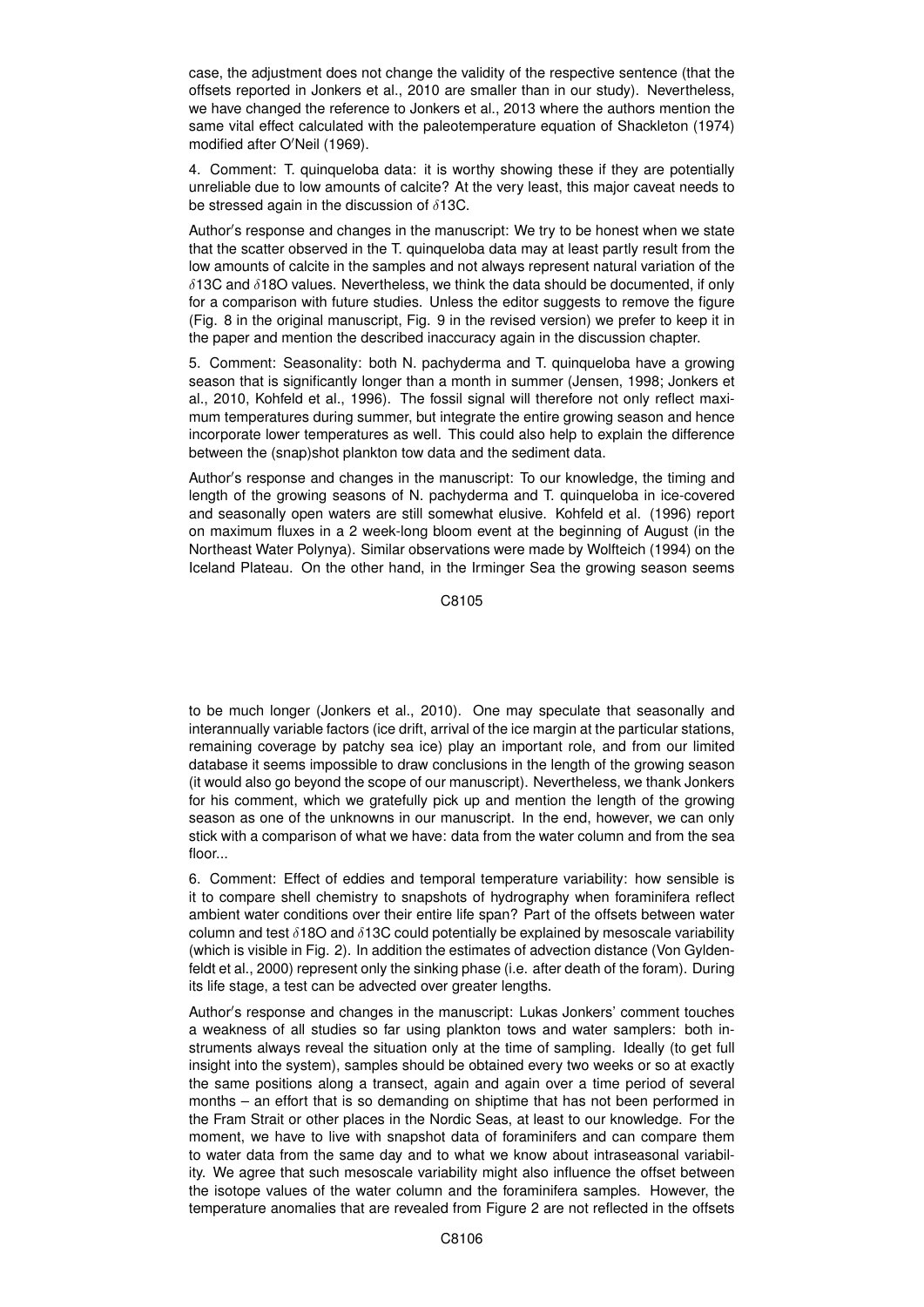case, the adjustment does not change the validity of the respective sentence (that the offsets reported in Jonkers et al., 2010 are smaller than in our study). Nevertheless, we have changed the reference to Jonkers et al., 2013 where the authors mention the same vital effect calculated with the paleotemperature equation of Shackleton (1974) modified after O′Neil (1969).

4. Comment: T. quinqueloba data: it is worthy showing these if they are potentially unreliable due to low amounts of calcite? At the very least, this major caveat needs to be stressed again in the discussion of $\delta$13C.

Author′s response and changes in the manuscript: We try to be honest when we state that the scatter observed in the T. quinqueloba data may at least partly result from the low amounts of calcite in the samples and not always represent natural variation of the $\delta$13C and $\delta$18O values. Nevertheless, we think the data should be documented, if only for a comparison with future studies. Unless the editor suggests to remove the figure (Fig. 8 in the original manuscript, Fig. 9 in the revised version) we prefer to keep it in the paper and mention the described inaccuracy again in the discussion chapter.

5. Comment: Seasonality: both N. pachyderma and T. quinqueloba have a growing season that is significantly longer than a month in summer (Jensen, 1998; Jonkers et al., 2010, Kohfeld et al., 1996). The fossil signal will therefore not only reflect maximum temperatures during summer, but integrate the entire growing season and hence incorporate lower temperatures as well. This could also help to explain the difference between the (snap)shot plankton tow data and the sediment data.

Author′s response and changes in the manuscript: To our knowledge, the timing and length of the growing seasons of N. pachyderma and T. quinqueloba in ice-covered and seasonally open waters are still somewhat elusive. Kohfeld et al. (1996) report on maximum fluxes in a 2 week-long bloom event at the beginning of August (in the Northeast Water Polynya). Similar observations were made by Wolfteich (1994) on the Iceland Plateau. On the other hand, in the Irminger Sea the growing season seems to be much longer (Jonkers et al., 2010). One may speculate that seasonally and interannually variable factors (ice drift, arrival of the ice margin at the particular stations, remaining coverage by patchy sea ice) play an important role, and from our limited database it seems impossible to draw conclusions in the length of the growing season (it would also go beyond the scope of our manuscript). Nevertheless, we thank Jonkers for his comment, which we gratefully pick up and mention the length of the growing season as one of the unknowns in our manuscript. In the end, however, we can only stick with a comparison of what we have: data from the water column and from the sea floor...

6. Comment: Effect of eddies and temporal temperature variability: how sensible is it to compare shell chemistry to snapshots of hydrography when foraminifera reflect ambient water conditions over their entire life span? Part of the offsets between water column and test $\delta$18O and $\delta$13C could potentially be explained by mesoscale variability (which is visible in Fig. 2). In addition the estimates of advection distance (Von Gyldenfeldt et al., 2000) represent only the sinking phase (i.e. after death of the foram). During its life stage, a test can be advected over greater lengths.

Author′s response and changes in the manuscript: Lukas Jonkers' comment touches a weakness of all studies so far using plankton tows and water samplers: both instruments always reveal the situation only at the time of sampling. Ideally (to get full insight into the system), samples should be obtained every two weeks or so at exactly the same positions along a transect, again and again over a time period of several months – an effort that is so demanding on shiptime that has not been performed in the Fram Strait or other places in the Nordic Seas, at least to our knowledge. For the moment, we have to live with snapshot data of foraminifers and can compare them to water data from the same day and to what we know about intraseasonal variability. We agree that such mesoscale variability might also influence the offset between the isotope values of the water column and the foraminifera samples. However, the temperature anomalies that are revealed from Figure 2 are not reflected in the offsets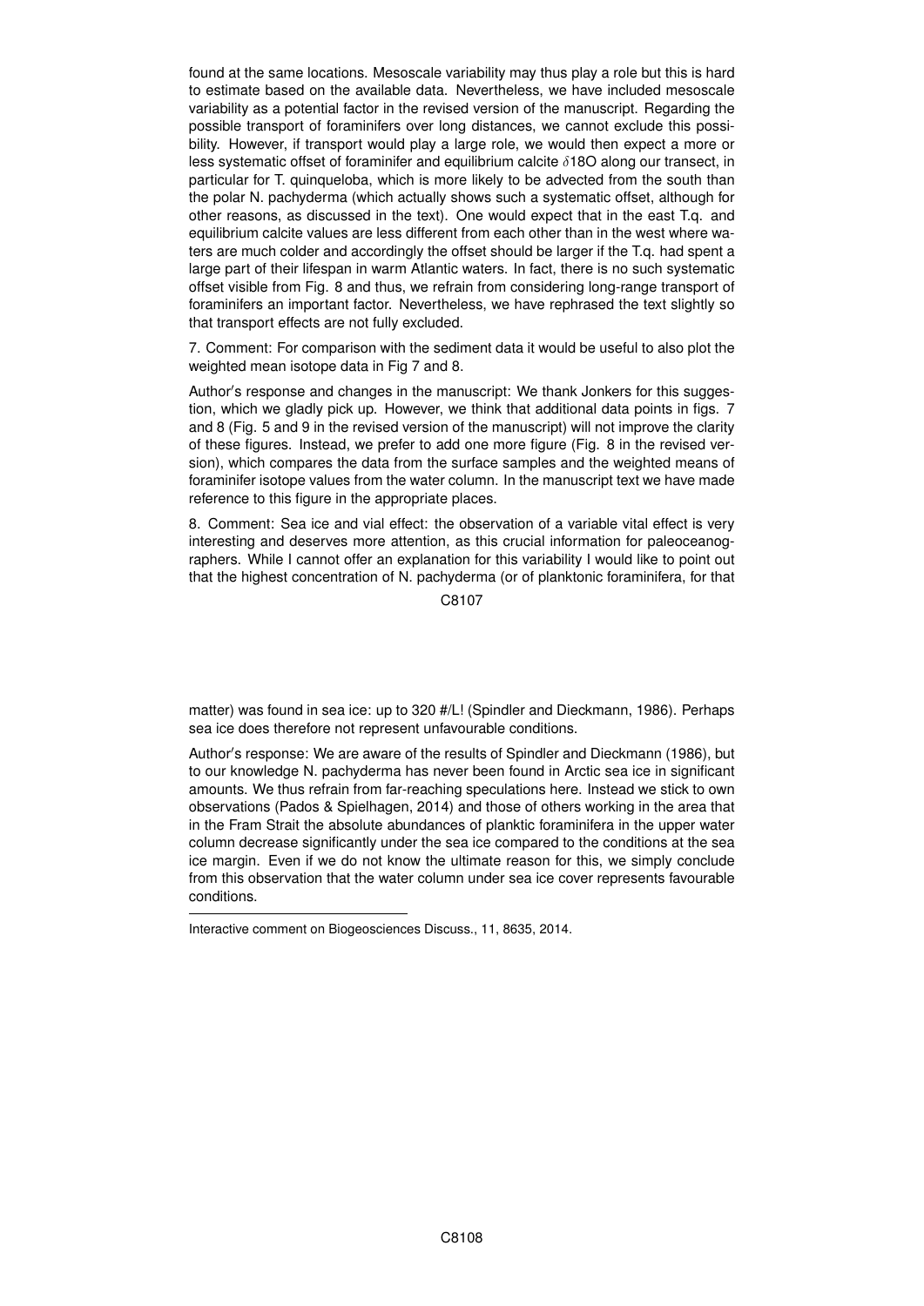found at the same locations. Mesoscale variability may thus play a role but this is hard to estimate based on the available data. Nevertheless, we have included mesoscale variability as a potential factor in the revised version of the manuscript. Regarding the possible transport of foraminifers over long distances, we cannot exclude this possibility. However, if transport would play a large role, we would then expect a more or less systematic offset of foraminifer and equilibrium calcite $\delta$18O along our transect, in particular for T. quinqueloba, which is more likely to be advected from the south than the polar N. pachyderma (which actually shows such a systematic offset, although for other reasons, as discussed in the text). One would expect that in the east T.q. and equilibrium calcite values are less different from each other than in the west where waters are much colder and accordingly the offset should be larger if the T.q. had spent a large part of their lifespan in warm Atlantic waters. In fact, there is no such systematic offset visible from Fig. 8 and thus, we refrain from considering long-range transport of foraminifers an important factor. Nevertheless, we have rephrased the text slightly so that transport effects are not fully excluded.

7. Comment: For comparison with the sediment data it would be useful to also plot the weighted mean isotope data in Fig 7 and 8.

Author's response and changes in the manuscript: We thank Jonkers for this suggestion, which we gladly pick up. However, we think that additional data points in figs. 7 and 8 (Fig. 5 and 9 in the revised version of the manuscript) will not improve the clarity of these figures. Instead, we prefer to add one more figure (Fig. 8 in the revised version), which compares the data from the surface samples and the weighted means of foraminifer isotope values from the water column. In the manuscript text we have made reference to this figure in the appropriate places.

8. Comment: Sea ice and vial effect: the observation of a variable vital effect is very interesting and deserves more attention, as this crucial information for paleoceanographers. While I cannot offer an explanation for this variability I would like to point out that the highest concentration of N. pachyderma (or of planktonic foraminifera, for that matter) was found in sea ice: up to 320 #/L! (Spindler and Dieckmann, 1986). Perhaps sea ice does therefore not represent unfavourable conditions.

Author's response: We are aware of the results of Spindler and Dieckmann (1986), but to our knowledge N. pachyderma has never been found in Arctic sea ice in significant amounts. We thus refrain from far-reaching speculations here. Instead we stick to own observations (Pados & Spielhagen, 2014) and those of others working in the area that in the Fram Strait the absolute abundances of planktic foraminifera in the upper water column decrease significantly under the sea ice compared to the conditions at the sea ice margin. Even if we do not know the ultimate reason for this, we simply conclude from this observation that the water column under sea ice cover represents favourable conditions.

---

Interactive comment on Biogeosciences Discuss., 11, 8635, 2014.